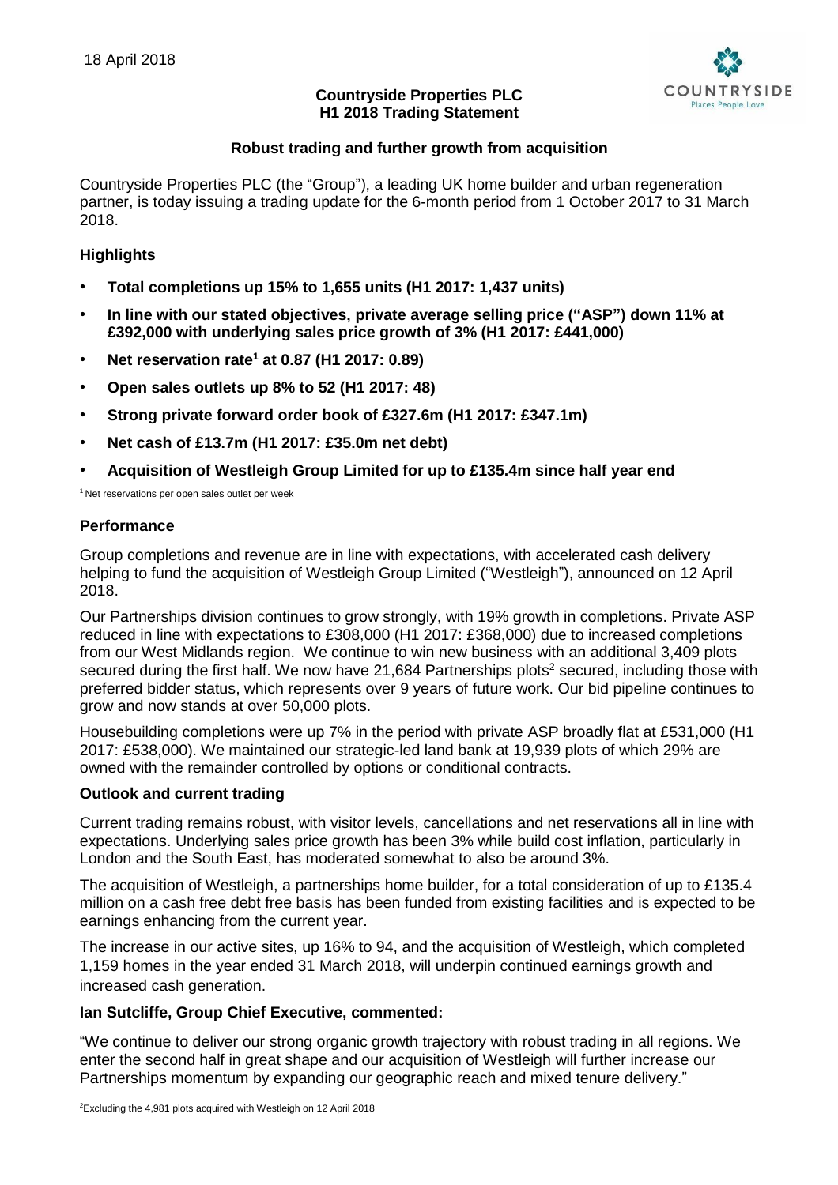18 April 2018

**Countryside Properties PLC**
**H1 2018 Trading Statement**

COUNTRYSIDE
Places People Love

**Robust trading and further growth from acquisition**

Countryside Properties PLC (the "Group"), a leading UK home builder and urban regeneration partner, is today issuing a trading update for the 6-month period from 1 October 2017 to 31 March 2018.

## Highlights

- **Total completions up 15% to 1,655 units (H1 2017: 1,437 units)**
- **In line with our stated objectives, private average selling price ("ASP") down 11% at £392,000 with underlying sales price growth of 3% (H1 2017: £441,000)**
- **Net reservation rate[1] at 0.87 (H1 2017: 0.89)**
- **Open sales outlets up 8% to 52 (H1 2017: 48)**
- **Strong private forward order book of £327.6m (H1 2017: £347.1m)**
- **Net cash of £13.7m (H1 2017: £35.0m net debt)**
- **Acquisition of Westleigh Group Limited for up to £135.4m since half year end**

[1] Net reservations per open sales outlet per week

## Performance

Group completions and revenue are in line with expectations, with accelerated cash delivery helping to fund the acquisition of Westleigh Group Limited ("Westleigh"), announced on 12 April 2018.

Our Partnerships division continues to grow strongly, with 19% growth in completions. Private ASP reduced in line with expectations to £308,000 (H1 2017: £368,000) due to increased completions from our West Midlands region. We continue to win new business with an additional 3,409 plots secured during the first half. We now have 21,684 Partnerships plots[2] secured, including those with preferred bidder status, which represents over 9 years of future work. Our bid pipeline continues to grow and now stands at over 50,000 plots.

Housebuilding completions were up 7% in the period with private ASP broadly flat at £531,000 (H1 2017: £538,000). We maintained our strategic-led land bank at 19,939 plots of which 29% are owned with the remainder controlled by options or conditional contracts.

## Outlook and current trading

Current trading remains robust, with visitor levels, cancellations and net reservations all in line with expectations. Underlying sales price growth has been 3% while build cost inflation, particularly in London and the South East, has moderated somewhat to also be around 3%.

The acquisition of Westleigh, a partnerships home builder, for a total consideration of up to £135.4 million on a cash free debt free basis has been funded from existing facilities and is expected to be earnings enhancing from the current year.

The increase in our active sites, up 16% to 94, and the acquisition of Westleigh, which completed 1,159 homes in the year ended 31 March 2018, will underpin continued earnings growth and increased cash generation.

## Ian Sutcliffe, Group Chief Executive, commented:

"We continue to deliver our strong organic growth trajectory with robust trading in all regions. We enter the second half in great shape and our acquisition of Westleigh will further increase our Partnerships momentum by expanding our geographic reach and mixed tenure delivery."

[2] Excluding the 4,981 plots acquired with Westleigh on 12 April 2018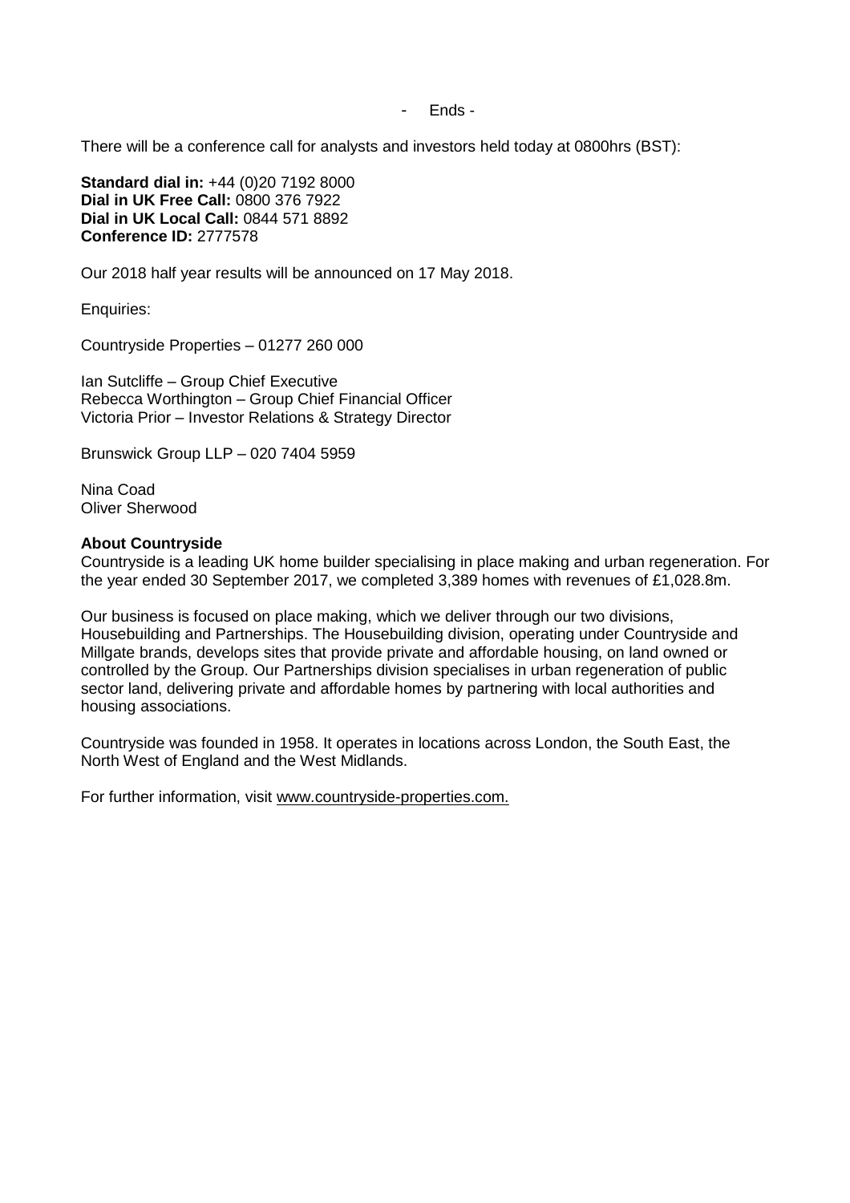- Ends -

There will be a conference call for analysts and investors held today at 0800hrs (BST):

**Standard dial in:** +44 (0)20 7192 8000
**Dial in UK Free Call:** 0800 376 7922
**Dial in UK Local Call:** 0844 571 8892
**Conference ID:** 2777578

Our 2018 half year results will be announced on 17 May 2018.

Enquiries:

Countryside Properties – 01277 260 000

Ian Sutcliffe – Group Chief Executive
Rebecca Worthington – Group Chief Financial Officer
Victoria Prior – Investor Relations & Strategy Director

Brunswick Group LLP – 020 7404 5959

Nina Coad
Oliver Sherwood

**About Countryside**
Countryside is a leading UK home builder specialising in place making and urban regeneration. For the year ended 30 September 2017, we completed 3,389 homes with revenues of £1,028.8m.

Our business is focused on place making, which we deliver through our two divisions, Housebuilding and Partnerships. The Housebuilding division, operating under Countryside and Millgate brands, develops sites that provide private and affordable housing, on land owned or controlled by the Group. Our Partnerships division specialises in urban regeneration of public sector land, delivering private and affordable homes by partnering with local authorities and housing associations.

Countryside was founded in 1958. It operates in locations across London, the South East, the North West of England and the West Midlands.

For further information, visit www.countryside-properties.com.